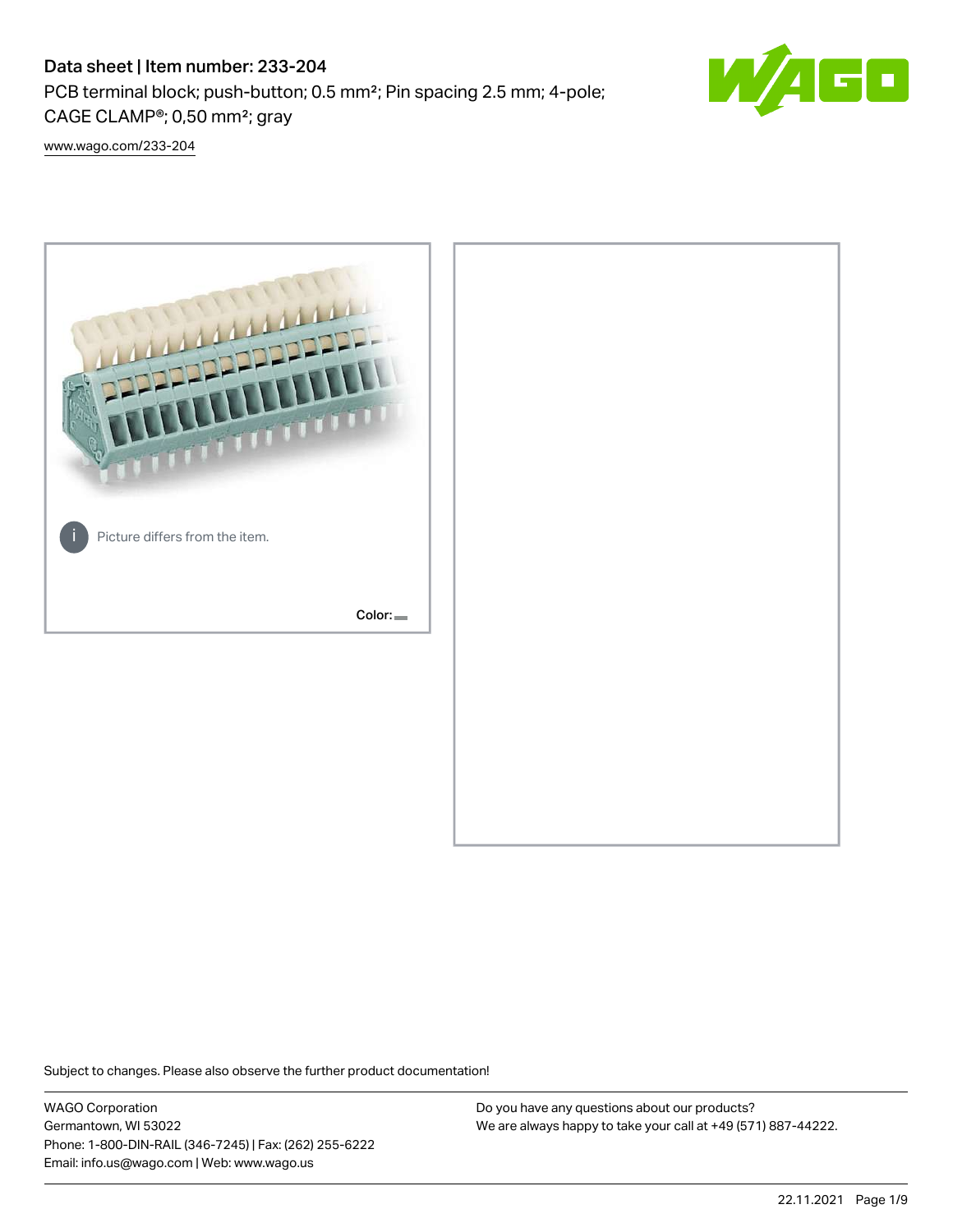# Data sheet | Item number: 233-204

PCB terminal block; push-button; 0.5 mm²; Pin spacing 2.5 mm; 4-pole; CAGE CLAMP®; 0,50 mm²; gray

[www.wago.com/233-204](www.wago.com/233-204)

Picture differs from the item.

Color:

Subject to changes. Please also observe the further product documentation!

WAGO Corporation
Germantown, WI 53022
Phone: 1-800-DIN-RAIL (346-7245) | Fax: (262) 255-6222
Email: info.us@wago.com | Web: www.wago.us

Do you have any questions about our products?
We are always happy to take your call at +49 (571) 887-44222.

22.11.2021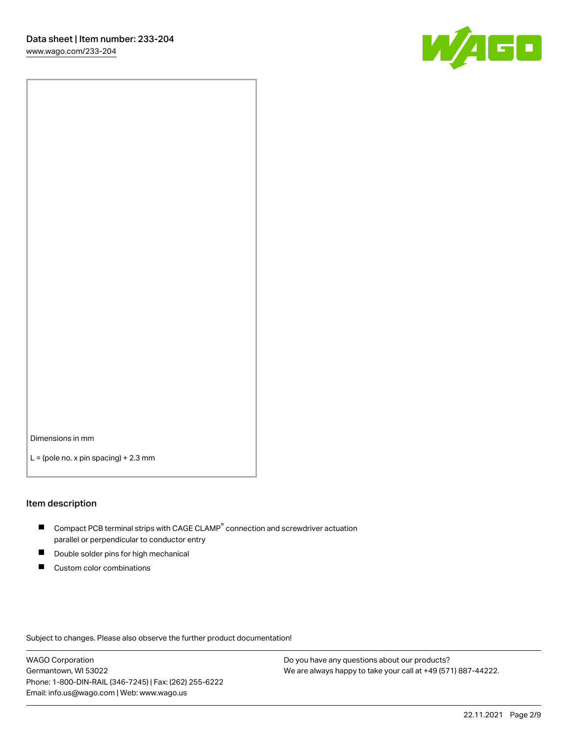Dimensions in mm

L = (pole no. x pin spacing) + 2.3 mm

## Item description

- Compact PCB terminal strips with CAGE CLAMP® connection and screwdriver actuation parallel or perpendicular to conductor entry
- Double solder pins for high mechanical
- Custom color combinations

Subject to changes. Please also observe the further product documentation!

WAGO Corporation
Germantown, WI 53022
Phone: 1-800-DIN-RAIL (346-7245) | Fax: (262) 255-6222
Email: info.us@wago.com | Web: www.wago.us

Do you have any questions about our products?
We are always happy to take your call at +49 (571) 887-44222.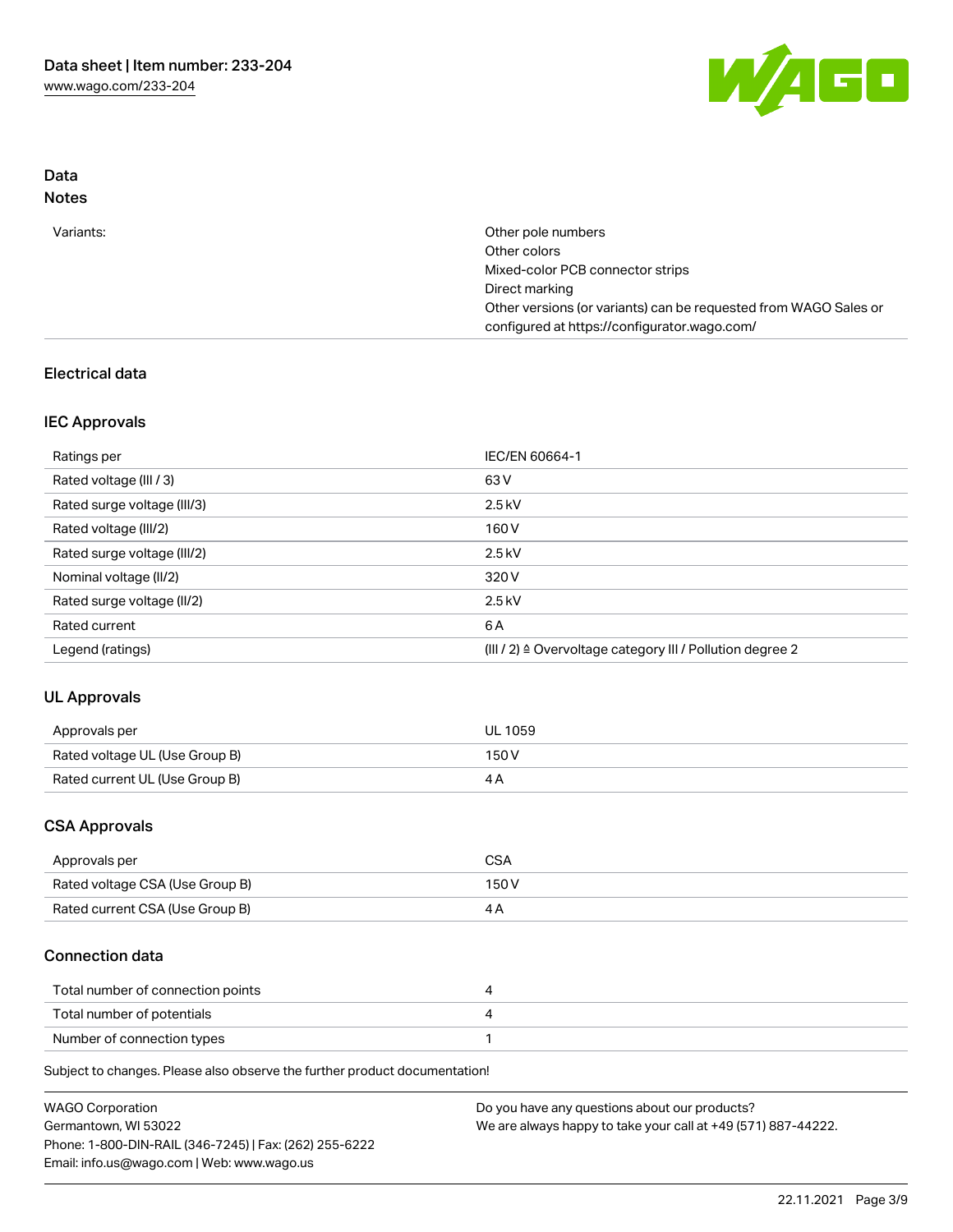## Data

### Notes

| | |
|---|---|
| Variants: | Other pole numbers<br>Other colors<br>Mixed-color PCB connector strips<br>Direct marking<br>Other versions (or variants) can be requested from WAGO Sales or configured at https://configurator.wago.com/ |

## Electrical data

### IEC Approvals

| | |
|---|---|
| Ratings per | IEC/EN 60664-1 |
| Rated voltage (III / 3) | 63 V |
| Rated surge voltage (III/3) | 2.5 kV |
| Rated voltage (III/2) | 160 V |
| Rated surge voltage (III/2) | 2.5 kV |
| Nominal voltage (II/2) | 320 V |
| Rated surge voltage (II/2) | 2.5 kV |
| Rated current | 6 A |
| Legend (ratings) | (III / 2) ≙ Overvoltage category III / Pollution degree 2 |

### UL Approvals

| | |
|---|---|
| Approvals per | UL 1059 |
| Rated voltage UL (Use Group B) | 150 V |
| Rated current UL (Use Group B) | 4 A |

### CSA Approvals

| | |
|---|---|
| Approvals per | CSA |
| Rated voltage CSA (Use Group B) | 150 V |
| Rated current CSA (Use Group B) | 4 A |

### Connection data

| | |
|---|---|
| Total number of connection points | 4 |
| Total number of potentials | 4 |
| Number of connection types | 1 |

Subject to changes. Please also observe the further product documentation!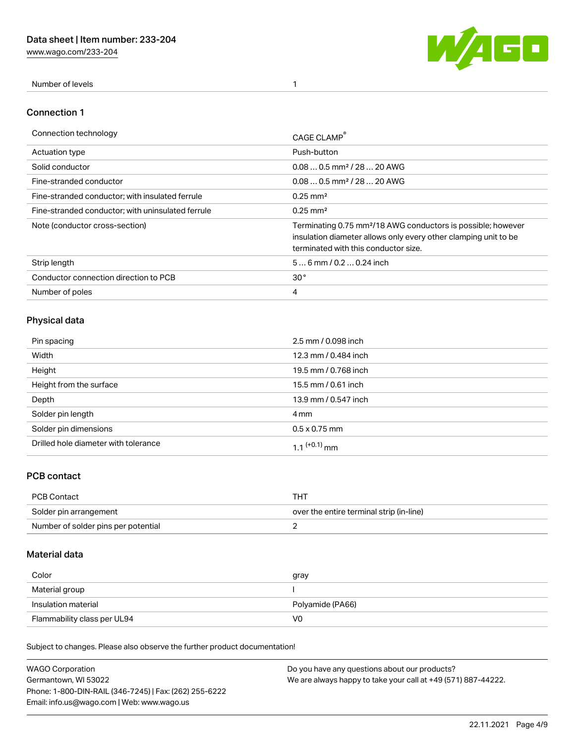| Number of levels | 1 |
| --- | --- |

## Connection 1

| Connection technology | CAGE CLAMP® |
| --- | --- |
| Actuation type | Push-button |
| Solid conductor | 0.08 … 0.5 mm² / 28 … 20 AWG |
| Fine-stranded conductor | 0.08 … 0.5 mm² / 28 … 20 AWG |
| Fine-stranded conductor; with insulated ferrule | 0.25 mm² |
| Fine-stranded conductor; with uninsulated ferrule | 0.25 mm² |
| Note (conductor cross-section) | Terminating 0.75 mm²/18 AWG conductors is possible; however insulation diameter allows only every other clamping unit to be terminated with this conductor size. |
| Strip length | 5 … 6 mm / 0.2 … 0.24 inch |
| Conductor connection direction to PCB | 30° |
| Number of poles | 4 |

## Physical data

| Pin spacing | 2.5 mm / 0.098 inch |
| --- | --- |
| Width | 12.3 mm / 0.484 inch |
| Height | 19.5 mm / 0.768 inch |
| Height from the surface | 15.5 mm / 0.61 inch |
| Depth | 13.9 mm / 0.547 inch |
| Solder pin length | 4 mm |
| Solder pin dimensions | 0.5 x 0.75 mm |
| Drilled hole diameter with tolerance | $1.1^{(+0.1)}$ mm |

## PCB contact

| PCB Contact | THT |
| --- | --- |
| Solder pin arrangement | over the entire terminal strip (in-line) |
| Number of solder pins per potential | 2 |

## Material data

| Color | gray |
| --- | --- |
| Material group | I |
| Insulation material | Polyamide (PA66) |
| Flammability class per UL94 | V0 |

Subject to changes. Please also observe the further product documentation!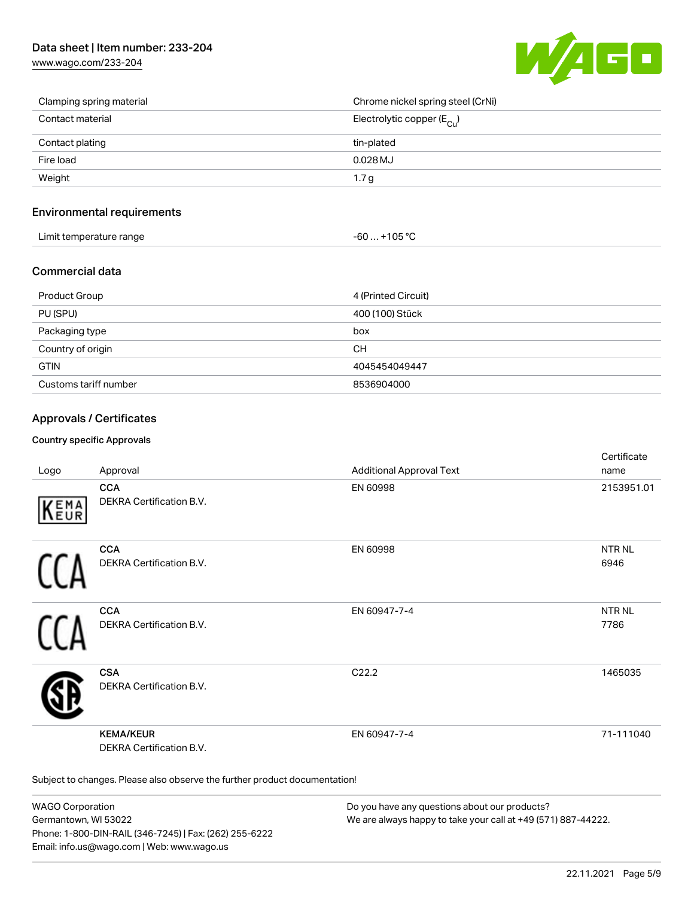| | |
|---|---|
| Clamping spring material | Chrome nickel spring steel (CrNi) |
| Contact material | Electrolytic copper ($E_{Cu}$) |
| Contact plating | tin-plated |
| Fire load | 0.028 MJ |
| Weight | 1.7 g |

## Environmental requirements

| | |
|---|---|
| Limit temperature range | -60 … +105 °C |

## Commercial data

| | |
|---|---|
| Product Group | 4 (Printed Circuit) |
| PU (SPU) | 400 (100) Stück |
| Packaging type | box |
| Country of origin | CH |
| GTIN | 4045454049447 |
| Customs tariff number | 8536904000 |

## Approvals / Certificates

### Country specific Approvals

| Logo | Approval | Additional Approval Text | Certificate name |
|---|---|---|---|
| | **CCA** DEKRA Certification B.V. | EN 60998 | 2153951.01 |
| | **CCA** DEKRA Certification B.V. | EN 60998 | NTR NL 6946 |
| | **CCA** DEKRA Certification B.V. | EN 60947-7-4 | NTR NL 7786 |
| | **CSA** DEKRA Certification B.V. | C22.2 | 1465035 |
| | **KEMA/KEUR** DEKRA Certification B.V. | EN 60947-7-4 | 71-111040 |

Subject to changes. Please also observe the further product documentation!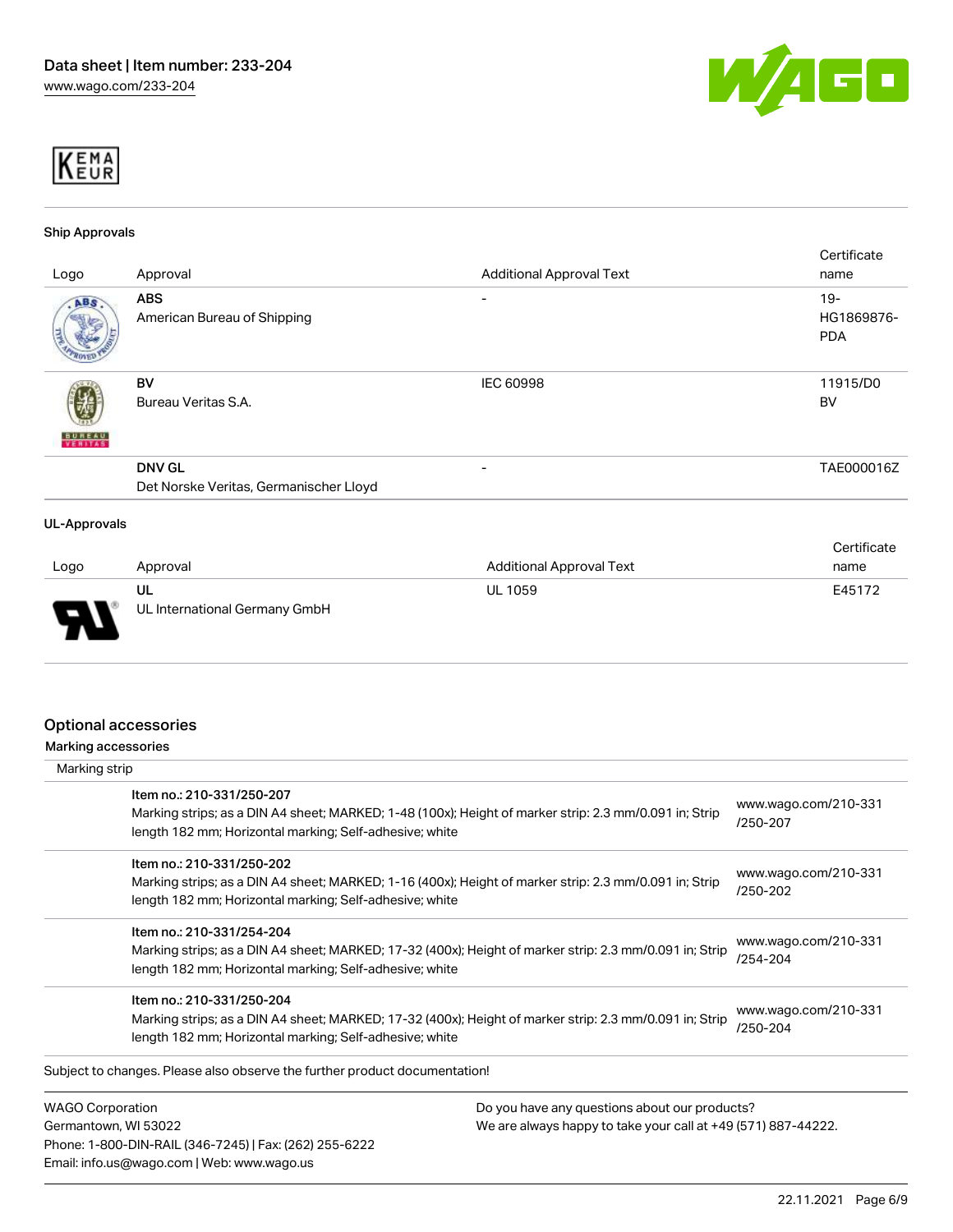KEMA EUR

## Ship Approvals

| Logo | Approval | Additional Approval Text | Certificate name |
| --- | --- | --- | --- |
| | **ABS** American Bureau of Shipping | - | 19-HG1869876-PDA |
| | **BV** Bureau Veritas S.A. | IEC 60998 | 11915/D0 BV |
| | **DNV GL** Det Norske Veritas, Germanischer Lloyd | - | TAE000016Z |

## UL-Approvals

| Logo | Approval | Additional Approval Text | Certificate name |
| --- | --- | --- | --- |
| | **UL** UL International Germany GmbH | UL 1059 | E45172 |

## Optional accessories

### Marking accessories

Marking strip

| | |
| --- | --- |
| Item no.: 210-331/250-207<br>Marking strips; as a DIN A4 sheet; MARKED; 1-48 (100x); Height of marker strip: 2.3 mm/0.091 in; Strip length 182 mm; Horizontal marking; Self-adhesive; white | www.wago.com/210-331/250-207 |
| Item no.: 210-331/250-202<br>Marking strips; as a DIN A4 sheet; MARKED; 1-16 (400x); Height of marker strip: 2.3 mm/0.091 in; Strip length 182 mm; Horizontal marking; Self-adhesive; white | www.wago.com/210-331/250-202 |
| Item no.: 210-331/254-204<br>Marking strips; as a DIN A4 sheet; MARKED; 17-32 (400x); Height of marker strip: 2.3 mm/0.091 in; Strip length 182 mm; Horizontal marking; Self-adhesive; white | www.wago.com/210-331/254-204 |
| Item no.: 210-331/250-204<br>Marking strips; as a DIN A4 sheet; MARKED; 17-32 (400x); Height of marker strip: 2.3 mm/0.091 in; Strip length 182 mm; Horizontal marking; Self-adhesive; white | www.wago.com/210-331/250-204 |

Subject to changes. Please also observe the further product documentation!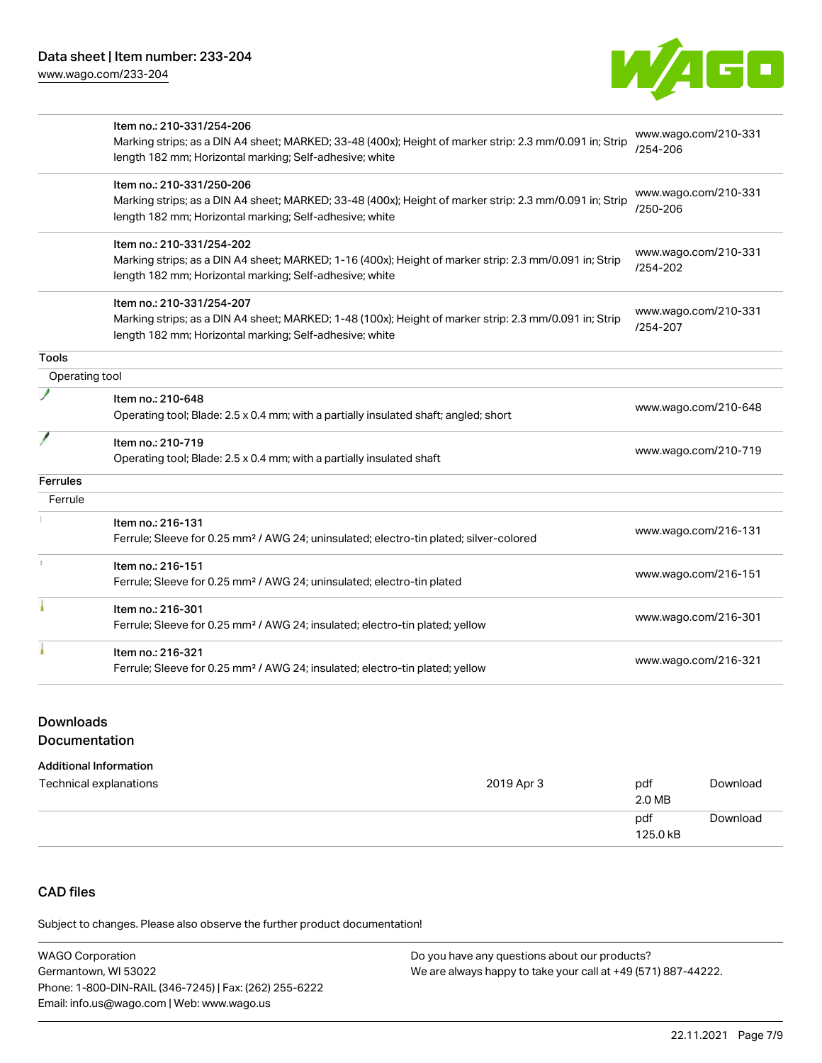| | | |
|---|---|---|
| | Item no.: 210-331/254-206<br>Marking strips; as a DIN A4 sheet; MARKED; 33-48 (400x); Height of marker strip: 2.3 mm/0.091 in; Strip length 182 mm; Horizontal marking; Self-adhesive; white | www.wago.com/210-331/254-206 |
| | Item no.: 210-331/250-206<br>Marking strips; as a DIN A4 sheet; MARKED; 33-48 (400x); Height of marker strip: 2.3 mm/0.091 in; Strip length 182 mm; Horizontal marking; Self-adhesive; white | www.wago.com/210-331/250-206 |
| | Item no.: 210-331/254-202<br>Marking strips; as a DIN A4 sheet; MARKED; 1-16 (400x); Height of marker strip: 2.3 mm/0.091 in; Strip length 182 mm; Horizontal marking; Self-adhesive; white | www.wago.com/210-331/254-202 |
| | Item no.: 210-331/254-207<br>Marking strips; as a DIN A4 sheet; MARKED; 1-48 (100x); Height of marker strip: 2.3 mm/0.091 in; Strip length 182 mm; Horizontal marking; Self-adhesive; white | www.wago.com/210-331/254-207 |
| **Tools** | | |
| Operating tool | | |
| | Item no.: 210-648<br>Operating tool; Blade: 2.5 x 0.4 mm; with a partially insulated shaft; angled; short | www.wago.com/210-648 |
| | Item no.: 210-719<br>Operating tool; Blade: 2.5 x 0.4 mm; with a partially insulated shaft | www.wago.com/210-719 |
| **Ferrules** | | |
| Ferrule | | |
| | Item no.: 216-131<br>Ferrule; Sleeve for 0.25 mm² / AWG 24; uninsulated; electro-tin plated; silver-colored | www.wago.com/216-131 |
| | Item no.: 216-151<br>Ferrule; Sleeve for 0.25 mm² / AWG 24; uninsulated; electro-tin plated | www.wago.com/216-151 |
| | Item no.: 216-301<br>Ferrule; Sleeve for 0.25 mm² / AWG 24; insulated; electro-tin plated; yellow | www.wago.com/216-301 |
| | Item no.: 216-321<br>Ferrule; Sleeve for 0.25 mm² / AWG 24; insulated; electro-tin plated; yellow | www.wago.com/216-321 |

## Downloads

### Documentation

**Additional Information**

| | | | |
|---|---|---|---|
| Technical explanations | 2019 Apr 3 | pdf<br>2.0 MB | Download |
| | | pdf<br>125.0 kB | Download |

## CAD files

Subject to changes. Please also observe the further product documentation!

WAGO Corporation
Germantown, WI 53022
Phone: 1-800-DIN-RAIL (346-7245) | Fax: (262) 255-6222
Email: info.us@wago.com | Web: www.wago.us

Do you have any questions about our products?
We are always happy to take your call at +49 (571) 887-44222.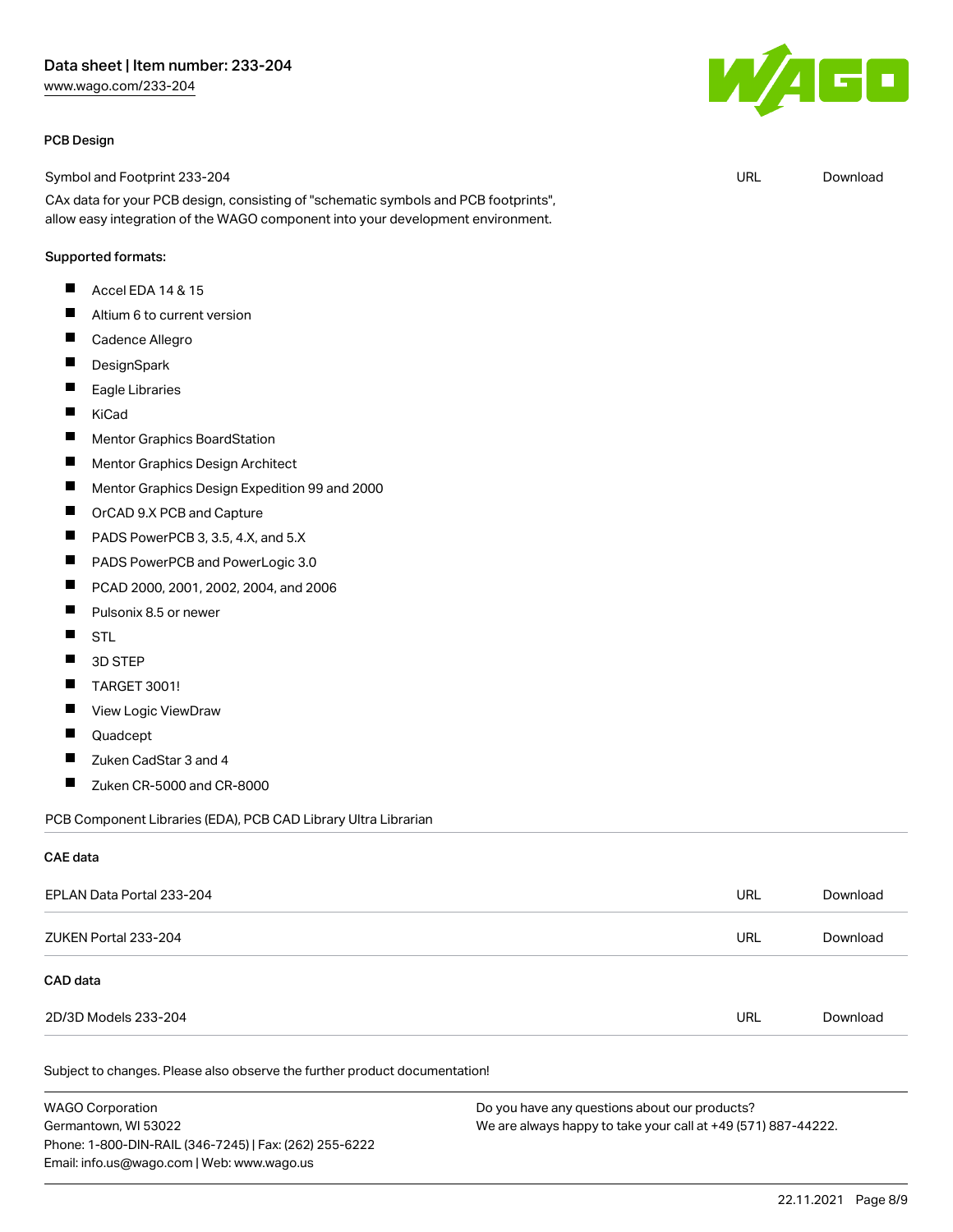## PCB Design

| Symbol and Footprint 233-204 | URL | Download |
| --- | --- | --- |

CAx data for your PCB design, consisting of "schematic symbols and PCB footprints", allow easy integration of the WAGO component into your development environment.

Supported formats:

- Accel EDA 14 & 15
- Altium 6 to current version
- Cadence Allegro
- DesignSpark
- Eagle Libraries
- KiCad
- Mentor Graphics BoardStation
- Mentor Graphics Design Architect
- Mentor Graphics Design Expedition 99 and 2000
- OrCAD 9.X PCB and Capture
- PADS PowerPCB 3, 3.5, 4.X, and 5.X
- PADS PowerPCB and PowerLogic 3.0
- PCAD 2000, 2001, 2002, 2004, and 2006
- Pulsonix 8.5 or newer
- STL
- 3D STEP
- TARGET 3001!
- View Logic ViewDraw
- Quadcept
- Zuken CadStar 3 and 4
- Zuken CR-5000 and CR-8000

PCB Component Libraries (EDA), PCB CAD Library Ultra Librarian

## CAE data

| EPLAN Data Portal 233-204 | URL | Download |
| --- | --- | --- |
| ZUKEN Portal 233-204 | URL | Download |

## CAD data

| 2D/3D Models 233-204 | URL | Download |
| --- | --- | --- |

Subject to changes. Please also observe the further product documentation!

WAGO Corporation
Germantown, WI 53022
Phone: 1-800-DIN-RAIL (346-7245) | Fax: (262) 255-6222
Email: info.us@wago.com | Web: www.wago.us

Do you have any questions about our products?
We are always happy to take your call at +49 (571) 887-44222.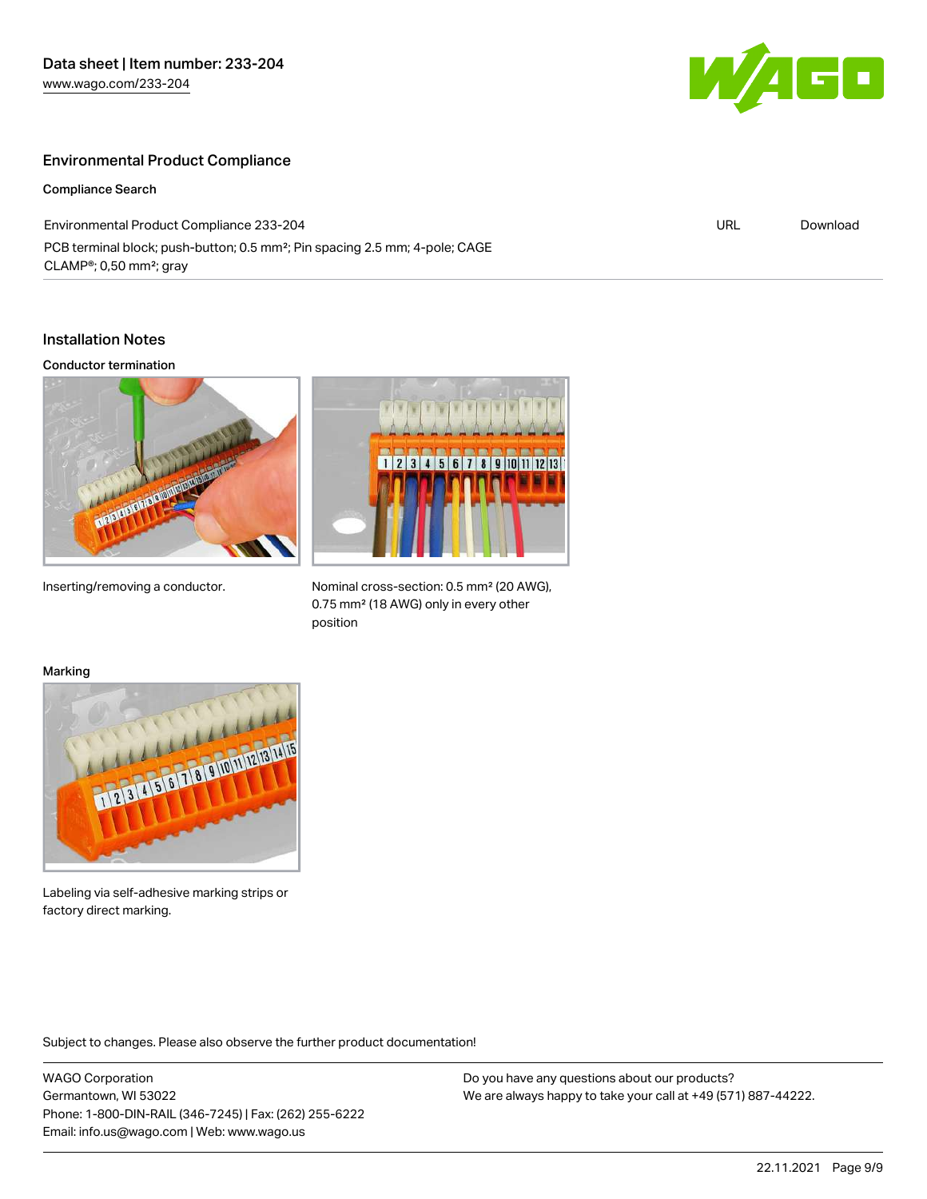## Environmental Product Compliance

### Compliance Search

| | | |
|---|---|---|
| Environmental Product Compliance 233-204<br>PCB terminal block; push-button; 0.5 mm²; Pin spacing 2.5 mm; 4-pole; CAGE CLAMP®; 0,50 mm²; gray | URL | Download |

## Installation Notes

### Conductor termination

Inserting/removing a conductor.

Nominal cross-section: 0.5 mm² (20 AWG), 0.75 mm² (18 AWG) only in every other position

### Marking

Labeling via self-adhesive marking strips or factory direct marking.

Subject to changes. Please also observe the further product documentation!

WAGO Corporation
Germantown, WI 53022
Phone: 1-800-DIN-RAIL (346-7245) | Fax: (262) 255-6222
Email: info.us@wago.com | Web: www.wago.us

Do you have any questions about our products?
We are always happy to take your call at +49 (571) 887-44222.